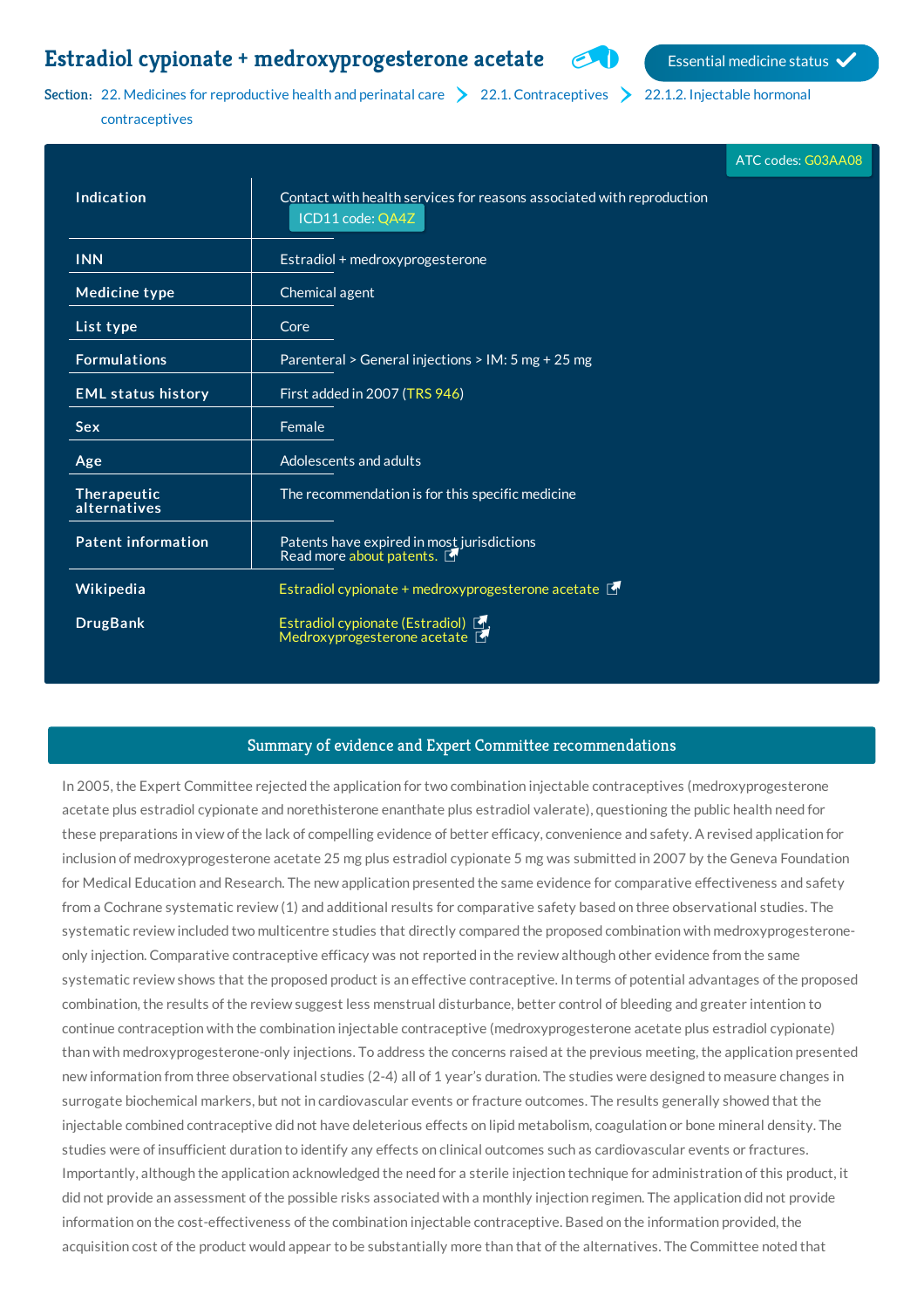# Estradiol cypionate + medroxyprogesterone acetate

Essential medicine status ✓

Section: 22. Medicines for reproductive health and perinatal care > 22.1. Contraceptives > 22.1.2. Injectable hormonal contraceptives

ATC codes: G03AA08

| | |
|---|---|
| **Indication** | Contact with health services for reasons associated with reproduction ICD11 code: QA4Z |
| **INN** | Estradiol + medroxyprogesterone |
| **Medicine type** | Chemical agent |
| **List type** | Core |
| **Formulations** | Parenteral > General injections > IM: 5 mg + 25 mg |
| **EML status history** | First added in 2007 (TRS 946) |
| **Sex** | Female |
| **Age** | Adolescents and adults |
| **Therapeutic alternatives** | The recommendation is for this specific medicine |
| **Patent information** | Patents have expired in most jurisdictions Read more about patents. |
| **Wikipedia** | Estradiol cypionate + medroxyprogesterone acetate |
| **DrugBank** | Estradiol cypionate (Estradiol) Medroxyprogesterone acetate |

## Summary of evidence and Expert Committee recommendations

In 2005, the Expert Committee rejected the application for two combination injectable contraceptives (medroxyprogesterone acetate plus estradiol cypionate and norethisterone enanthate plus estradiol valerate), questioning the public health need for these preparations in view of the lack of compelling evidence of better efficacy, convenience and safety. A revised application for inclusion of medroxyprogesterone acetate 25 mg plus estradiol cypionate 5 mg was submitted in 2007 by the Geneva Foundation for Medical Education and Research. The new application presented the same evidence for comparative effectiveness and safety from a Cochrane systematic review (1) and additional results for comparative safety based on three observational studies. The systematic review included two multicentre studies that directly compared the proposed combination with medroxyprogesterone-only injection. Comparative contraceptive efficacy was not reported in the review although other evidence from the same systematic review shows that the proposed product is an effective contraceptive. In terms of potential advantages of the proposed combination, the results of the review suggest less menstrual disturbance, better control of bleeding and greater intention to continue contraception with the combination injectable contraceptive (medroxyprogesterone acetate plus estradiol cypionate) than with medroxyprogesterone-only injections. To address the concerns raised at the previous meeting, the application presented new information from three observational studies (2-4) all of 1 year's duration. The studies were designed to measure changes in surrogate biochemical markers, but not in cardiovascular events or fracture outcomes. The results generally showed that the injectable combined contraceptive did not have deleterious effects on lipid metabolism, coagulation or bone mineral density. The studies were of insufficient duration to identify any effects on clinical outcomes such as cardiovascular events or fractures. Importantly, although the application acknowledged the need for a sterile injection technique for administration of this product, it did not provide an assessment of the possible risks associated with a monthly injection regimen. The application did not provide information on the cost-effectiveness of the combination injectable contraceptive. Based on the information provided, the acquisition cost of the product would appear to be substantially more than that of the alternatives. The Committee noted that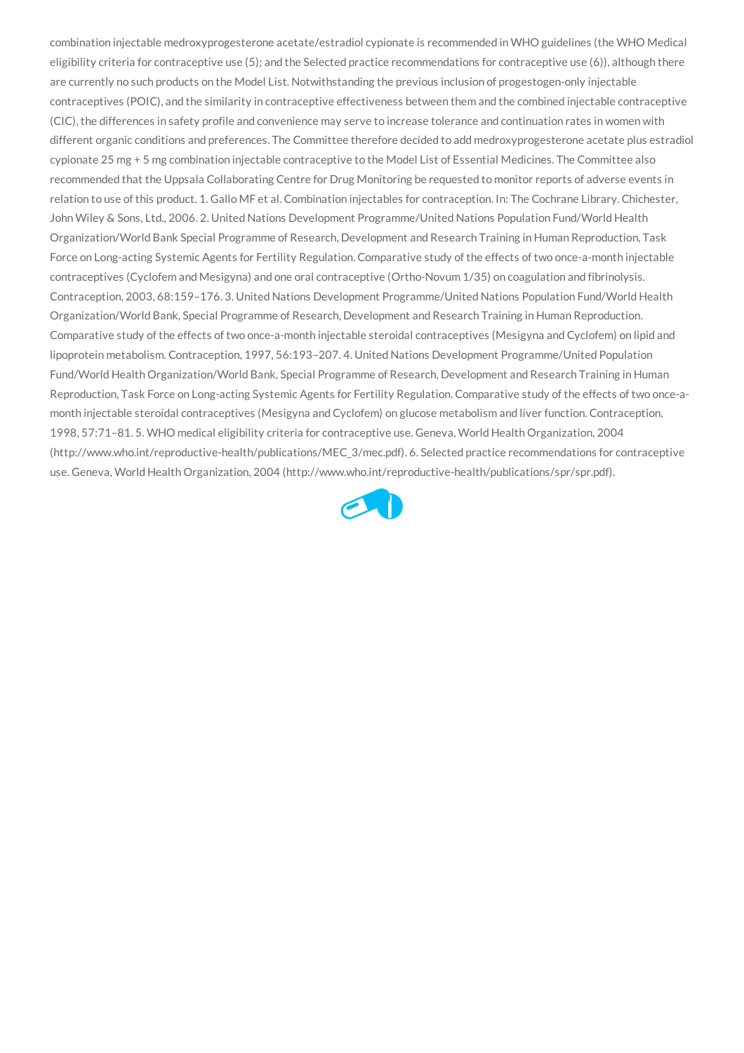combination injectable medroxyprogesterone acetate/estradiol cypionate is recommended in WHO guidelines (the WHO Medical eligibility criteria for contraceptive use (5); and the Selected practice recommendations for contraceptive use (6)), although there are currently no such products on the Model List. Notwithstanding the previous inclusion of progestogen-only injectable contraceptives (POIC), and the similarity in contraceptive effectiveness between them and the combined injectable contraceptive (CIC), the differences in safety profile and convenience may serve to increase tolerance and continuation rates in women with different organic conditions and preferences. The Committee therefore decided to add medroxyprogesterone acetate plus estradiol cypionate 25 mg + 5 mg combination injectable contraceptive to the Model List of Essential Medicines. The Committee also recommended that the Uppsala Collaborating Centre for Drug Monitoring be requested to monitor reports of adverse events in relation to use of this product. 1. Gallo MF et al. Combination injectables for contraception. In: The Cochrane Library. Chichester, John Wiley & Sons, Ltd., 2006. 2. United Nations Development Programme/United Nations Population Fund/World Health Organization/World Bank Special Programme of Research, Development and Research Training in Human Reproduction, Task Force on Long-acting Systemic Agents for Fertility Regulation. Comparative study of the effects of two once-a-month injectable contraceptives (Cyclofem and Mesigyna) and one oral contraceptive (Ortho-Novum 1/35) on coagulation and fibrinolysis. Contraception, 2003, 68:159–176. 3. United Nations Development Programme/United Nations Population Fund/World Health Organization/World Bank, Special Programme of Research, Development and Research Training in Human Reproduction. Comparative study of the effects of two once-a-month injectable steroidal contraceptives (Mesigyna and Cyclofem) on lipid and lipoprotein metabolism. Contraception, 1997, 56:193–207. 4. United Nations Development Programme/United Population Fund/World Health Organization/World Bank, Special Programme of Research, Development and Research Training in Human Reproduction, Task Force on Long-acting Systemic Agents for Fertility Regulation. Comparative study of the effects of two once-a-month injectable steroidal contraceptives (Mesigyna and Cyclofem) on glucose metabolism and liver function. Contraception, 1998, 57:71–81. 5. WHO medical eligibility criteria for contraceptive use. Geneva, World Health Organization, 2004 (http://www.who.int/reproductive-health/publications/MEC_3/mec.pdf). 6. Selected practice recommendations for contraceptive use. Geneva, World Health Organization, 2004 (http://www.who.int/reproductive-health/publications/spr/spr.pdf).